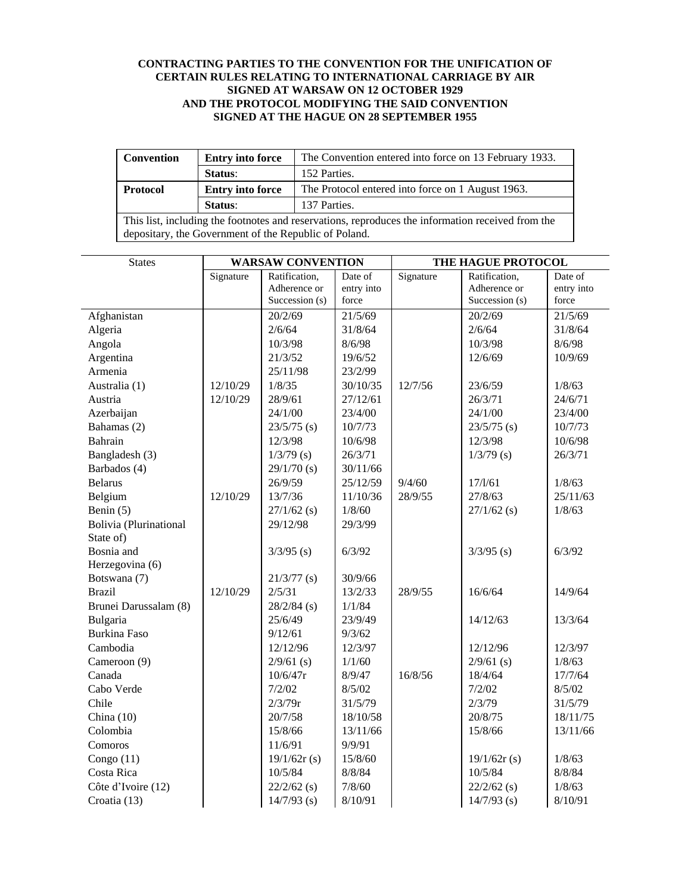**CONTRACTING PARTIES TO THE CONVENTION FOR THE UNIFICATION OF CERTAIN RULES RELATING TO INTERNATIONAL CARRIAGE BY AIR SIGNED AT WARSAW ON 12 OCTOBER 1929 AND THE PROTOCOL MODIFYING THE SAID CONVENTION SIGNED AT THE HAGUE ON 28 SEPTEMBER 1955**

| **Convention** | **Entry into force** | The Convention entered into force on 13 February 1933. |
|---|---|---|
| | **Status**: | 152 Parties. |
| **Protocol** | **Entry into force** | The Protocol entered into force on 1 August 1963. |
| | **Status**: | 137 Parties. |
| This list, including the footnotes and reservations, reproduces the information received from the depositary, the Government of the Republic of Poland. | | |

| States | **WARSAW CONVENTION** | | | **THE HAGUE PROTOCOL** | | |
|---|---|---|---|---|---|---|
| | Signature | Ratification, Adherence or Succession (s) | Date of entry into force | Signature | Ratification, Adherence or Succession (s) | Date of entry into force |
| Afghanistan | | 20/2/69 | 21/5/69 | | 20/2/69 | 21/5/69 |
| Algeria | | 2/6/64 | 31/8/64 | | 2/6/64 | 31/8/64 |
| Angola | | 10/3/98 | 8/6/98 | | 10/3/98 | 8/6/98 |
| Argentina | | 21/3/52 | 19/6/52 | | 12/6/69 | 10/9/69 |
| Armenia | | 25/11/98 | 23/2/99 | | | |
| Australia (1) | 12/10/29 | 1/8/35 | 30/10/35 | 12/7/56 | 23/6/59 | 1/8/63 |
| Austria | 12/10/29 | 28/9/61 | 27/12/61 | | 26/3/71 | 24/6/71 |
| Azerbaijan | | 24/1/00 | 23/4/00 | | 24/1/00 | 23/4/00 |
| Bahamas (2) | | 23/5/75 (s) | 10/7/73 | | 23/5/75 (s) | 10/7/73 |
| Bahrain | | 12/3/98 | 10/6/98 | | 12/3/98 | 10/6/98 |
| Bangladesh (3) | | 1/3/79 (s) | 26/3/71 | | 1/3/79 (s) | 26/3/71 |
| Barbados (4) | | 29/1/70 (s) | 30/11/66 | | | |
| Belarus | | 26/9/59 | 25/12/59 | 9/4/60 | 17/l/61 | 1/8/63 |
| Belgium | 12/10/29 | 13/7/36 | 11/10/36 | 28/9/55 | 27/8/63 | 25/11/63 |
| Benin (5) | | 27/1/62 (s) | 1/8/60 | | 27/1/62 (s) | 1/8/63 |
| Bolivia (Plurinational State of) | | 29/12/98 | 29/3/99 | | | |
| Bosnia and Herzegovina (6) | | 3/3/95 (s) | 6/3/92 | | 3/3/95 (s) | 6/3/92 |
| Botswana (7) | | 21/3/77 (s) | 30/9/66 | | | |
| Brazil | 12/10/29 | 2/5/31 | 13/2/33 | 28/9/55 | 16/6/64 | 14/9/64 |
| Brunei Darussalam (8) | | 28/2/84 (s) | 1/1/84 | | | |
| Bulgaria | | 25/6/49 | 23/9/49 | | 14/12/63 | 13/3/64 |
| Burkina Faso | | 9/12/61 | 9/3/62 | | | |
| Cambodia | | 12/12/96 | 12/3/97 | | 12/12/96 | 12/3/97 |
| Cameroon (9) | | 2/9/61 (s) | 1/1/60 | | 2/9/61 (s) | 1/8/63 |
| Canada | | 10/6/47r | 8/9/47 | 16/8/56 | 18/4/64 | 17/7/64 |
| Cabo Verde | | 7/2/02 | 8/5/02 | | 7/2/02 | 8/5/02 |
| Chile | | 2/3/79r | 31/5/79 | | 2/3/79 | 31/5/79 |
| China (10) | | 20/7/58 | 18/10/58 | | 20/8/75 | 18/11/75 |
| Colombia | | 15/8/66 | 13/11/66 | | 15/8/66 | 13/11/66 |
| Comoros | | 11/6/91 | 9/9/91 | | | |
| Congo (11) | | 19/1/62r (s) | 15/8/60 | | 19/1/62r (s) | 1/8/63 |
| Costa Rica | | 10/5/84 | 8/8/84 | | 10/5/84 | 8/8/84 |
| Côte d'Ivoire (12) | | 22/2/62 (s) | 7/8/60 | | 22/2/62 (s) | 1/8/63 |
| Croatia (13) | | 14/7/93 (s) | 8/10/91 | | 14/7/93 (s) | 8/10/91 |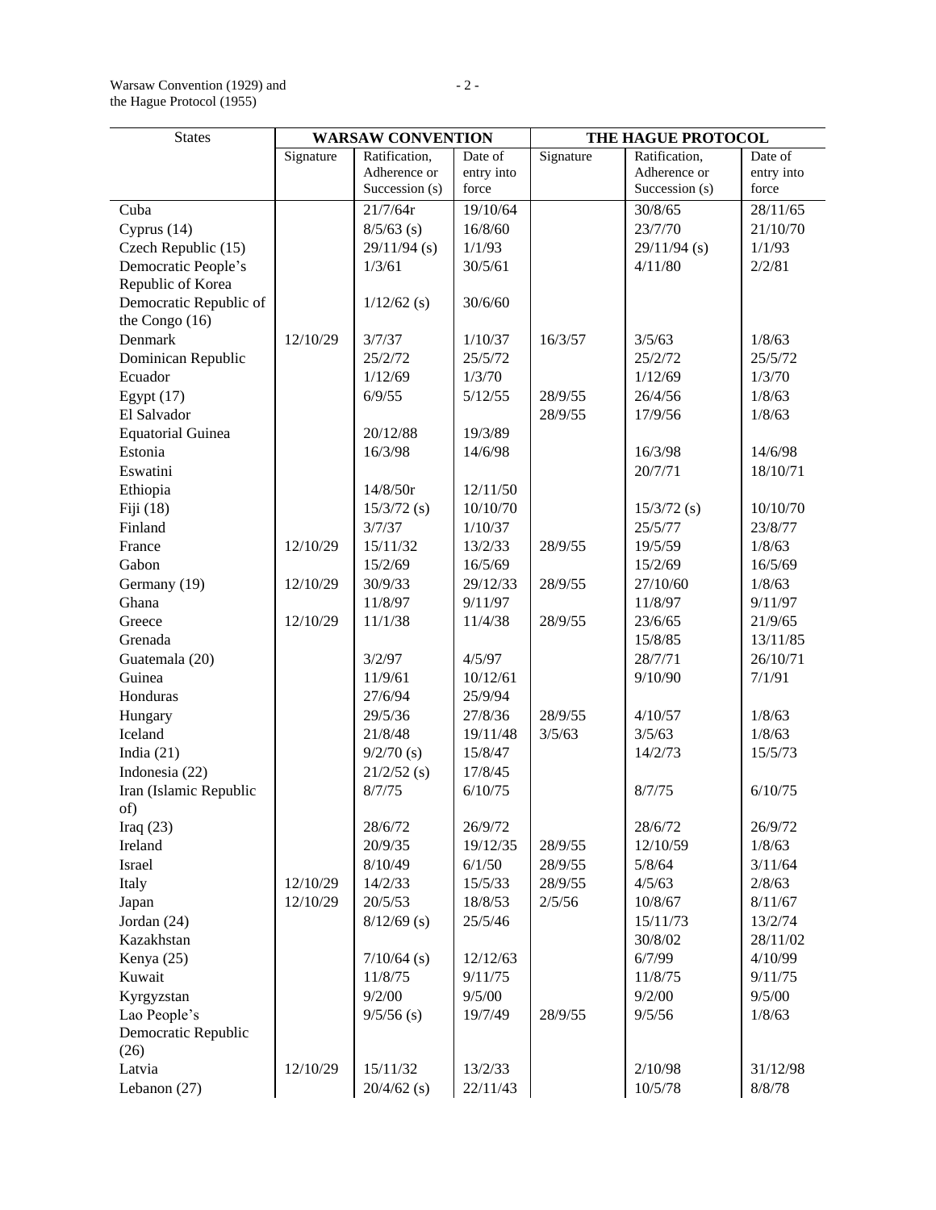| States | WARSAW CONVENTION | | | THE HAGUE PROTOCOL | | |
|---|---|---|---|---|---|---|
| | Signature | Ratification, Adherence or Succession (s) | Date of entry into force | Signature | Ratification, Adherence or Succession (s) | Date of entry into force |
| Cuba | | 21/7/64r | 19/10/64 | | 30/8/65 | 28/11/65 |
| Cyprus (14) | | 8/5/63 (s) | 16/8/60 | | 23/7/70 | 21/10/70 |
| Czech Republic (15) | | 29/11/94 (s) | 1/1/93 | | 29/11/94 (s) | 1/1/93 |
| Democratic People's Republic of Korea | | 1/3/61 | 30/5/61 | | 4/11/80 | 2/2/81 |
| Democratic Republic of the Congo (16) | | 1/12/62 (s) | 30/6/60 | | | |
| Denmark | 12/10/29 | 3/7/37 | 1/10/37 | 16/3/57 | 3/5/63 | 1/8/63 |
| Dominican Republic | | 25/2/72 | 25/5/72 | | 25/2/72 | 25/5/72 |
| Ecuador | | 1/12/69 | 1/3/70 | | 1/12/69 | 1/3/70 |
| Egypt (17) | | 6/9/55 | 5/12/55 | 28/9/55 | 26/4/56 | 1/8/63 |
| El Salvador | | | | 28/9/55 | 17/9/56 | 1/8/63 |
| Equatorial Guinea | | 20/12/88 | 19/3/89 | | | |
| Estonia | | 16/3/98 | 14/6/98 | | 16/3/98 | 14/6/98 |
| Eswatini | | | | | 20/7/71 | 18/10/71 |
| Ethiopia | | 14/8/50r | 12/11/50 | | | |
| Fiji (18) | | 15/3/72 (s) | 10/10/70 | | 15/3/72 (s) | 10/10/70 |
| Finland | | 3/7/37 | 1/10/37 | | 25/5/77 | 23/8/77 |
| France | 12/10/29 | 15/11/32 | 13/2/33 | 28/9/55 | 19/5/59 | 1/8/63 |
| Gabon | | 15/2/69 | 16/5/69 | | 15/2/69 | 16/5/69 |
| Germany (19) | 12/10/29 | 30/9/33 | 29/12/33 | 28/9/55 | 27/10/60 | 1/8/63 |
| Ghana | | 11/8/97 | 9/11/97 | | 11/8/97 | 9/11/97 |
| Greece | 12/10/29 | 11/1/38 | 11/4/38 | 28/9/55 | 23/6/65 | 21/9/65 |
| Grenada | | | | | 15/8/85 | 13/11/85 |
| Guatemala (20) | | 3/2/97 | 4/5/97 | | 28/7/71 | 26/10/71 |
| Guinea | | 11/9/61 | 10/12/61 | | 9/10/90 | 7/1/91 |
| Honduras | | 27/6/94 | 25/9/94 | | | |
| Hungary | | 29/5/36 | 27/8/36 | 28/9/55 | 4/10/57 | 1/8/63 |
| Iceland | | 21/8/48 | 19/11/48 | 3/5/63 | 3/5/63 | 1/8/63 |
| India (21) | | 9/2/70 (s) | 15/8/47 | | 14/2/73 | 15/5/73 |
| Indonesia (22) | | 21/2/52 (s) | 17/8/45 | | | |
| Iran (Islamic Republic of) | | 8/7/75 | 6/10/75 | | 8/7/75 | 6/10/75 |
| Iraq (23) | | 28/6/72 | 26/9/72 | | 28/6/72 | 26/9/72 |
| Ireland | | 20/9/35 | 19/12/35 | 28/9/55 | 12/10/59 | 1/8/63 |
| Israel | | 8/10/49 | 6/1/50 | 28/9/55 | 5/8/64 | 3/11/64 |
| Italy | 12/10/29 | 14/2/33 | 15/5/33 | 28/9/55 | 4/5/63 | 2/8/63 |
| Japan | 12/10/29 | 20/5/53 | 18/8/53 | 2/5/56 | 10/8/67 | 8/11/67 |
| Jordan (24) | | 8/12/69 (s) | 25/5/46 | | 15/11/73 | 13/2/74 |
| Kazakhstan | | | | | 30/8/02 | 28/11/02 |
| Kenya (25) | | 7/10/64 (s) | 12/12/63 | | 6/7/99 | 4/10/99 |
| Kuwait | | 11/8/75 | 9/11/75 | | 11/8/75 | 9/11/75 |
| Kyrgyzstan | | 9/2/00 | 9/5/00 | | 9/2/00 | 9/5/00 |
| Lao People's Democratic Republic (26) | | 9/5/56 (s) | 19/7/49 | 28/9/55 | 9/5/56 | 1/8/63 |
| Latvia | 12/10/29 | 15/11/32 | 13/2/33 | | 2/10/98 | 31/12/98 |
| Lebanon (27) | | 20/4/62 (s) | 22/11/43 | | 10/5/78 | 8/8/78 |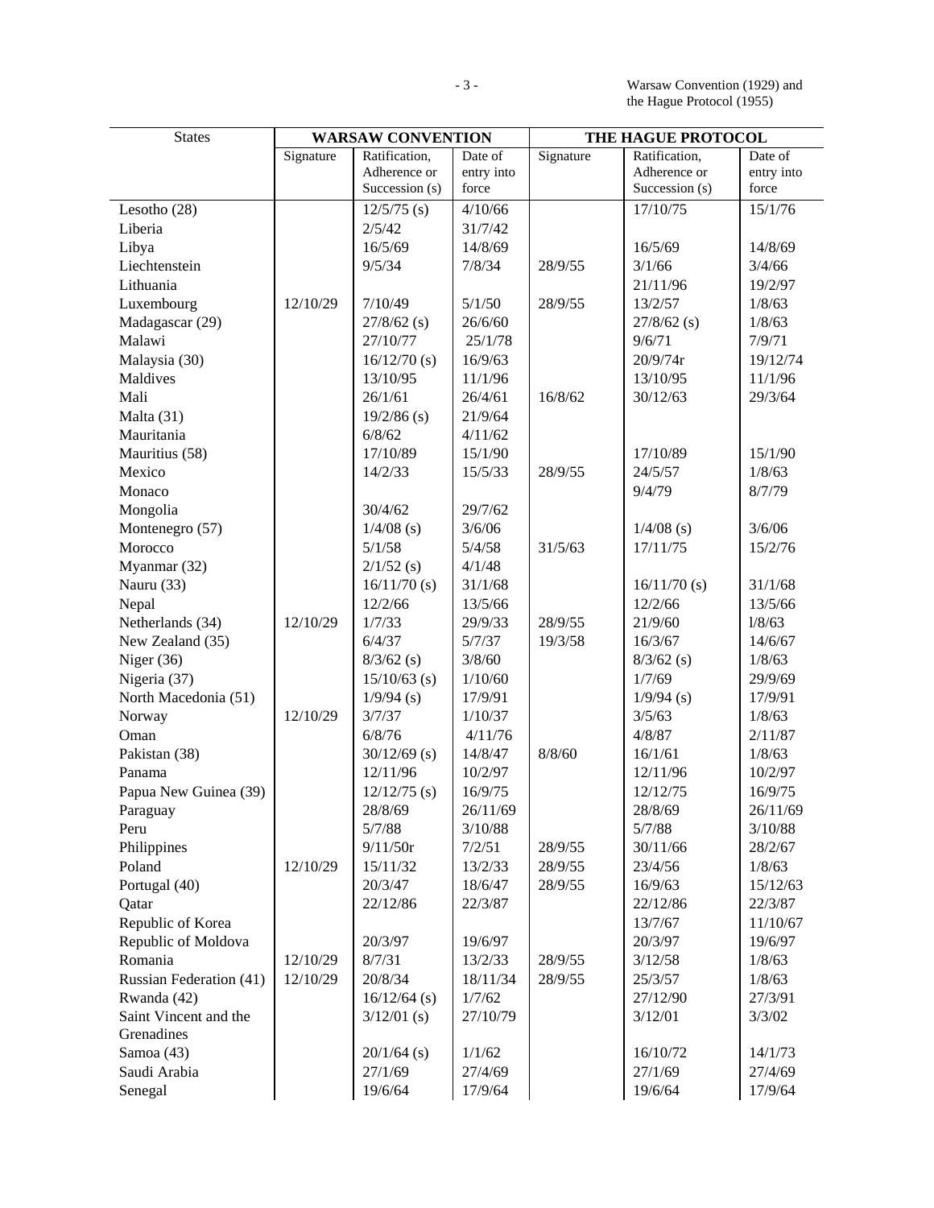| States | WARSAW CONVENTION | | | THE HAGUE PROTOCOL | | |
|---|---|---|---|---|---|---|
| | Signature | Ratification, Adherence or Succession (s) | Date of entry into force | Signature | Ratification, Adherence or Succession (s) | Date of entry into force |
| Lesotho (28) | | 12/5/75 (s) | 4/10/66 | | 17/10/75 | 15/1/76 |
| Liberia | | 2/5/42 | 31/7/42 | | | |
| Libya | | 16/5/69 | 14/8/69 | | 16/5/69 | 14/8/69 |
| Liechtenstein | | 9/5/34 | 7/8/34 | 28/9/55 | 3/1/66 | 3/4/66 |
| Lithuania | | | | | 21/11/96 | 19/2/97 |
| Luxembourg | 12/10/29 | 7/10/49 | 5/1/50 | 28/9/55 | 13/2/57 | 1/8/63 |
| Madagascar (29) | | 27/8/62 (s) | 26/6/60 | | 27/8/62 (s) | 1/8/63 |
| Malawi | | 27/10/77 | 25/1/78 | | 9/6/71 | 7/9/71 |
| Malaysia (30) | | 16/12/70 (s) | 16/9/63 | | 20/9/74r | 19/12/74 |
| Maldives | | 13/10/95 | 11/1/96 | | 13/10/95 | 11/1/96 |
| Mali | | 26/1/61 | 26/4/61 | 16/8/62 | 30/12/63 | 29/3/64 |
| Malta (31) | | 19/2/86 (s) | 21/9/64 | | | |
| Mauritania | | 6/8/62 | 4/11/62 | | | |
| Mauritius (58) | | 17/10/89 | 15/1/90 | | 17/10/89 | 15/1/90 |
| Mexico | | 14/2/33 | 15/5/33 | 28/9/55 | 24/5/57 | 1/8/63 |
| Monaco | | | | | 9/4/79 | 8/7/79 |
| Mongolia | | 30/4/62 | 29/7/62 | | | |
| Montenegro (57) | | 1/4/08 (s) | 3/6/06 | | 1/4/08 (s) | 3/6/06 |
| Morocco | | 5/1/58 | 5/4/58 | 31/5/63 | 17/11/75 | 15/2/76 |
| Myanmar (32) | | 2/1/52 (s) | 4/1/48 | | | |
| Nauru (33) | | 16/11/70 (s) | 31/1/68 | | 16/11/70 (s) | 31/1/68 |
| Nepal | | 12/2/66 | 13/5/66 | | 12/2/66 | 13/5/66 |
| Netherlands (34) | 12/10/29 | 1/7/33 | 29/9/33 | 28/9/55 | 21/9/60 | l/8/63 |
| New Zealand (35) | | 6/4/37 | 5/7/37 | 19/3/58 | 16/3/67 | 14/6/67 |
| Niger (36) | | 8/3/62 (s) | 3/8/60 | | 8/3/62 (s) | 1/8/63 |
| Nigeria (37) | | 15/10/63 (s) | 1/10/60 | | 1/7/69 | 29/9/69 |
| North Macedonia (51) | | 1/9/94 (s) | 17/9/91 | | 1/9/94 (s) | 17/9/91 |
| Norway | 12/10/29 | 3/7/37 | 1/10/37 | | 3/5/63 | 1/8/63 |
| Oman | | 6/8/76 | 4/11/76 | | 4/8/87 | 2/11/87 |
| Pakistan (38) | | 30/12/69 (s) | 14/8/47 | 8/8/60 | 16/1/61 | 1/8/63 |
| Panama | | 12/11/96 | 10/2/97 | | 12/11/96 | 10/2/97 |
| Papua New Guinea (39) | | 12/12/75 (s) | 16/9/75 | | 12/12/75 | 16/9/75 |
| Paraguay | | 28/8/69 | 26/11/69 | | 28/8/69 | 26/11/69 |
| Peru | | 5/7/88 | 3/10/88 | | 5/7/88 | 3/10/88 |
| Philippines | | 9/11/50r | 7/2/51 | 28/9/55 | 30/11/66 | 28/2/67 |
| Poland | 12/10/29 | 15/11/32 | 13/2/33 | 28/9/55 | 23/4/56 | 1/8/63 |
| Portugal (40) | | 20/3/47 | 18/6/47 | 28/9/55 | 16/9/63 | 15/12/63 |
| Qatar | | 22/12/86 | 22/3/87 | | 22/12/86 | 22/3/87 |
| Republic of Korea | | | | | 13/7/67 | 11/10/67 |
| Republic of Moldova | | 20/3/97 | 19/6/97 | | 20/3/97 | 19/6/97 |
| Romania | 12/10/29 | 8/7/31 | 13/2/33 | 28/9/55 | 3/12/58 | 1/8/63 |
| Russian Federation (41) | 12/10/29 | 20/8/34 | 18/11/34 | 28/9/55 | 25/3/57 | 1/8/63 |
| Rwanda (42) | | 16/12/64 (s) | 1/7/62 | | 27/12/90 | 27/3/91 |
| Saint Vincent and the Grenadines | | 3/12/01 (s) | 27/10/79 | | 3/12/01 | 3/3/02 |
| Samoa (43) | | 20/1/64 (s) | 1/1/62 | | 16/10/72 | 14/1/73 |
| Saudi Arabia | | 27/1/69 | 27/4/69 | | 27/1/69 | 27/4/69 |
| Senegal | | 19/6/64 | 17/9/64 | | 19/6/64 | 17/9/64 |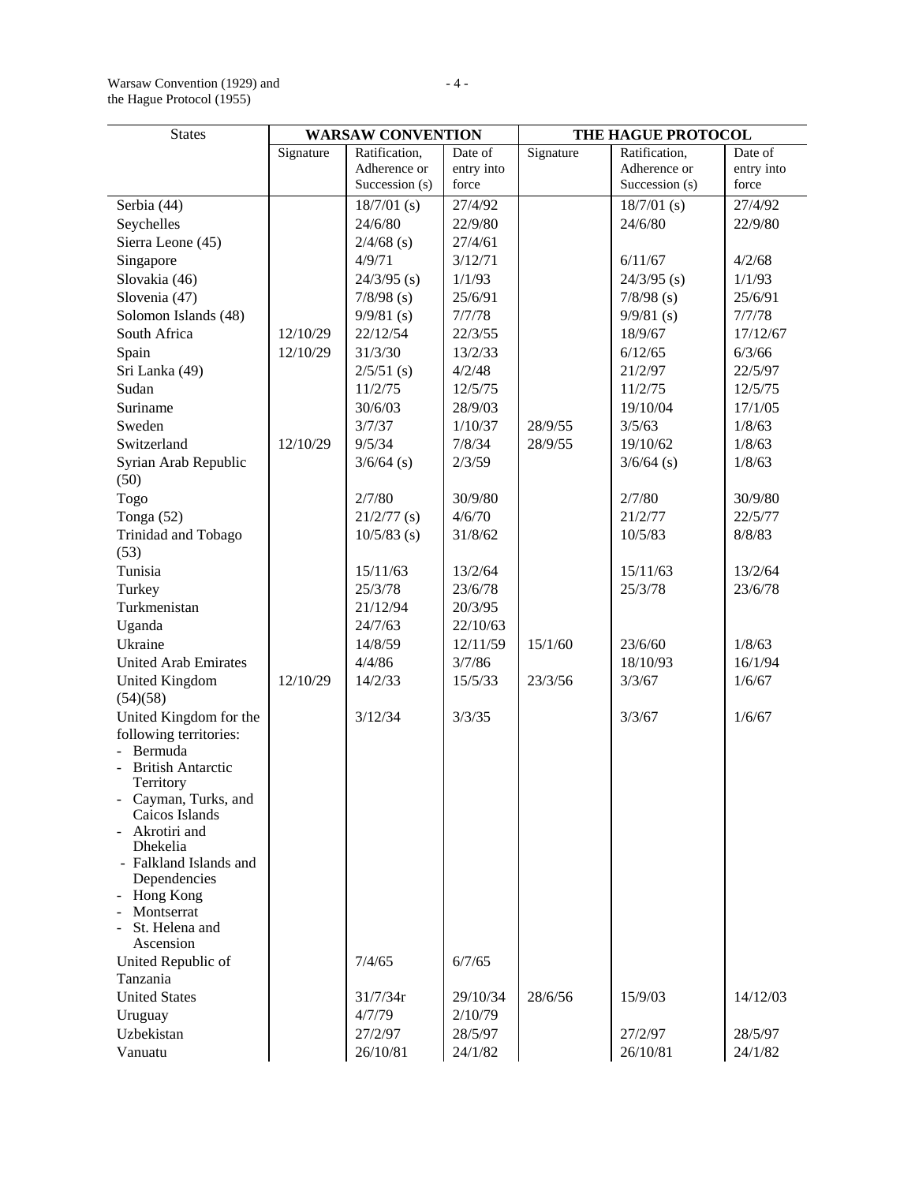| States | WARSAW CONVENTION | | | THE HAGUE PROTOCOL | | |
|---|---|---|---|---|---|---|
| | Signature | Ratification, Adherence or Succession (s) | Date of entry into force | Signature | Ratification, Adherence or Succession (s) | Date of entry into force |
| Serbia (44) | | 18/7/01 (s) | 27/4/92 | | 18/7/01 (s) | 27/4/92 |
| Seychelles | | 24/6/80 | 22/9/80 | | 24/6/80 | 22/9/80 |
| Sierra Leone (45) | | 2/4/68 (s) | 27/4/61 | | | |
| Singapore | | 4/9/71 | 3/12/71 | | 6/11/67 | 4/2/68 |
| Slovakia (46) | | 24/3/95 (s) | 1/1/93 | | 24/3/95 (s) | 1/1/93 |
| Slovenia (47) | | 7/8/98 (s) | 25/6/91 | | 7/8/98 (s) | 25/6/91 |
| Solomon Islands (48) | | 9/9/81 (s) | 7/7/78 | | 9/9/81 (s) | 7/7/78 |
| South Africa | 12/10/29 | 22/12/54 | 22/3/55 | | 18/9/67 | 17/12/67 |
| Spain | 12/10/29 | 31/3/30 | 13/2/33 | | 6/12/65 | 6/3/66 |
| Sri Lanka (49) | | 2/5/51 (s) | 4/2/48 | | 21/2/97 | 22/5/97 |
| Sudan | | 11/2/75 | 12/5/75 | | 11/2/75 | 12/5/75 |
| Suriname | | 30/6/03 | 28/9/03 | | 19/10/04 | 17/1/05 |
| Sweden | | 3/7/37 | 1/10/37 | 28/9/55 | 3/5/63 | 1/8/63 |
| Switzerland | 12/10/29 | 9/5/34 | 7/8/34 | 28/9/55 | 19/10/62 | 1/8/63 |
| Syrian Arab Republic (50) | | 3/6/64 (s) | 2/3/59 | | 3/6/64 (s) | 1/8/63 |
| Togo | | 2/7/80 | 30/9/80 | | 2/7/80 | 30/9/80 |
| Tonga (52) | | 21/2/77 (s) | 4/6/70 | | 21/2/77 | 22/5/77 |
| Trinidad and Tobago (53) | | 10/5/83 (s) | 31/8/62 | | 10/5/83 | 8/8/83 |
| Tunisia | | 15/11/63 | 13/2/64 | | 15/11/63 | 13/2/64 |
| Turkey | | 25/3/78 | 23/6/78 | | 25/3/78 | 23/6/78 |
| Turkmenistan | | 21/12/94 | 20/3/95 | | | |
| Uganda | | 24/7/63 | 22/10/63 | | | |
| Ukraine | | 14/8/59 | 12/11/59 | 15/1/60 | 23/6/60 | 1/8/63 |
| United Arab Emirates | | 4/4/86 | 3/7/86 | | 18/10/93 | 16/1/94 |
| United Kingdom (54)(58) | 12/10/29 | 14/2/33 | 15/5/33 | 23/3/56 | 3/3/67 | 1/6/67 |
| United Kingdom for the following territories: - Bermuda - British Antarctic Territory - Cayman, Turks, and Caicos Islands - Akrotiri and Dhekelia - Falkland Islands and Dependencies - Hong Kong - Montserrat - St. Helena and Ascension | | 3/12/34 | 3/3/35 | | 3/3/67 | 1/6/67 |
| United Republic of Tanzania | | 7/4/65 | 6/7/65 | | | |
| United States | | 31/7/34r | 29/10/34 | 28/6/56 | 15/9/03 | 14/12/03 |
| Uruguay | | 4/7/79 | 2/10/79 | | | |
| Uzbekistan | | 27/2/97 | 28/5/97 | | 27/2/97 | 28/5/97 |
| Vanuatu | | 26/10/81 | 24/1/82 | | 26/10/81 | 24/1/82 |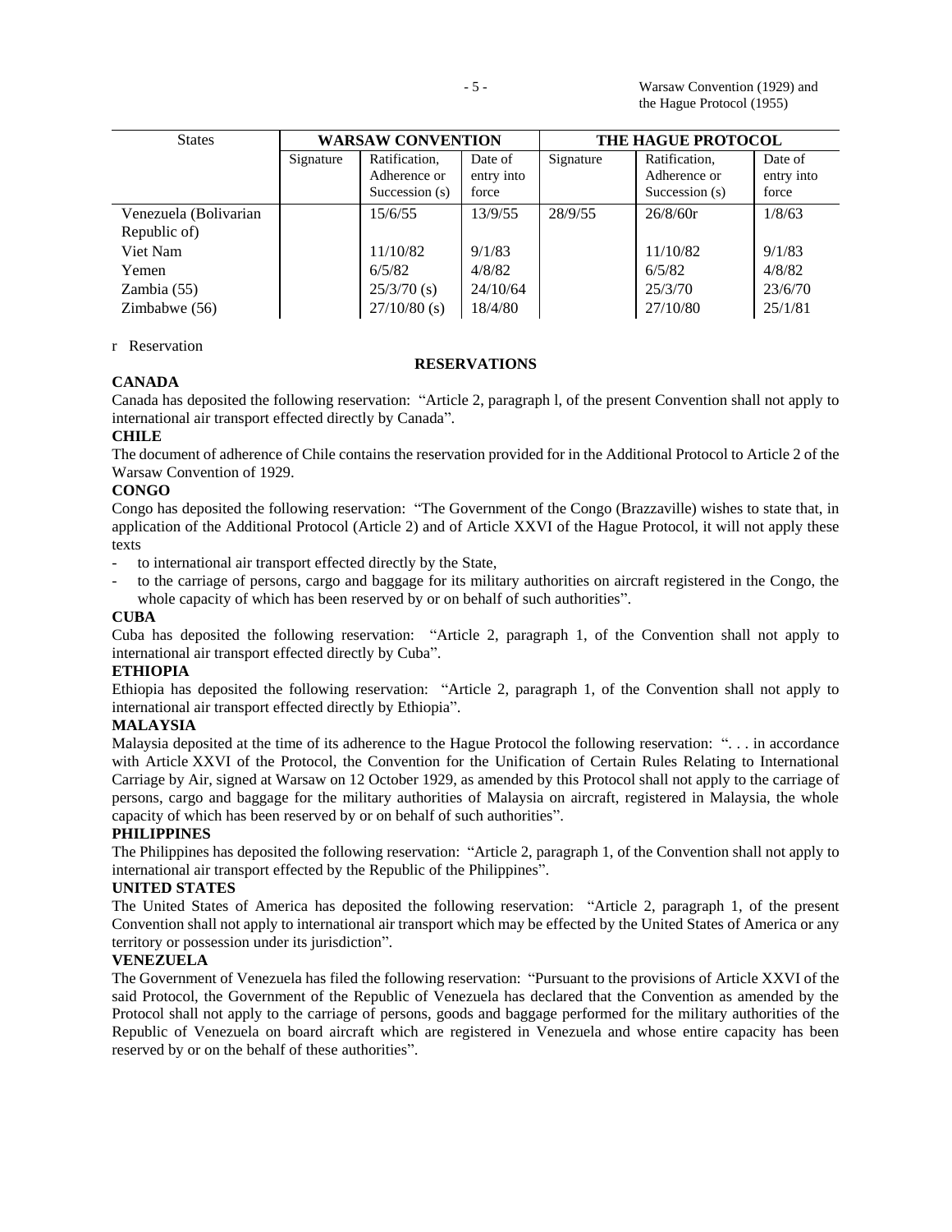| States | WARSAW CONVENTION | | | THE HAGUE PROTOCOL | | |
|---|---|---|---|---|---|---|
| | Signature | Ratification, Adherence or Succession (s) | Date of entry into force | Signature | Ratification, Adherence or Succession (s) | Date of entry into force |
| Venezuela (Bolivarian Republic of) | | 15/6/55 | 13/9/55 | 28/9/55 | 26/8/60r | 1/8/63 |
| Viet Nam | | 11/10/82 | 9/1/83 | | 11/10/82 | 9/1/83 |
| Yemen | | 6/5/82 | 4/8/82 | | 6/5/82 | 4/8/82 |
| Zambia (55) | | 25/3/70 (s) | 24/10/64 | | 25/3/70 | 23/6/70 |
| Zimbabwe (56) | | 27/10/80 (s) | 18/4/80 | | 27/10/80 | 25/1/81 |

r Reservation

## RESERVATIONS

**CANADA**

Canada has deposited the following reservation: "Article 2, paragraph l, of the present Convention shall not apply to international air transport effected directly by Canada".

**CHILE**

The document of adherence of Chile contains the reservation provided for in the Additional Protocol to Article 2 of the Warsaw Convention of 1929.

**CONGO**

Congo has deposited the following reservation: "The Government of the Congo (Brazzaville) wishes to state that, in application of the Additional Protocol (Article 2) and of Article XXVI of the Hague Protocol, it will not apply these texts

- to international air transport effected directly by the State,
- to the carriage of persons, cargo and baggage for its military authorities on aircraft registered in the Congo, the whole capacity of which has been reserved by or on behalf of such authorities".

**CUBA**

Cuba has deposited the following reservation: "Article 2, paragraph 1, of the Convention shall not apply to international air transport effected directly by Cuba".

**ETHIOPIA**

Ethiopia has deposited the following reservation: "Article 2, paragraph 1, of the Convention shall not apply to international air transport effected directly by Ethiopia".

**MALAYSIA**

Malaysia deposited at the time of its adherence to the Hague Protocol the following reservation: ". . . in accordance with Article XXVI of the Protocol, the Convention for the Unification of Certain Rules Relating to International Carriage by Air, signed at Warsaw on 12 October 1929, as amended by this Protocol shall not apply to the carriage of persons, cargo and baggage for the military authorities of Malaysia on aircraft, registered in Malaysia, the whole capacity of which has been reserved by or on behalf of such authorities".

**PHILIPPINES**

The Philippines has deposited the following reservation: "Article 2, paragraph 1, of the Convention shall not apply to international air transport effected by the Republic of the Philippines".

**UNITED STATES**

The United States of America has deposited the following reservation: "Article 2, paragraph 1, of the present Convention shall not apply to international air transport which may be effected by the United States of America or any territory or possession under its jurisdiction".

**VENEZUELA**

The Government of Venezuela has filed the following reservation: "Pursuant to the provisions of Article XXVI of the said Protocol, the Government of the Republic of Venezuela has declared that the Convention as amended by the Protocol shall not apply to the carriage of persons, goods and baggage performed for the military authorities of the Republic of Venezuela on board aircraft which are registered in Venezuela and whose entire capacity has been reserved by or on the behalf of these authorities".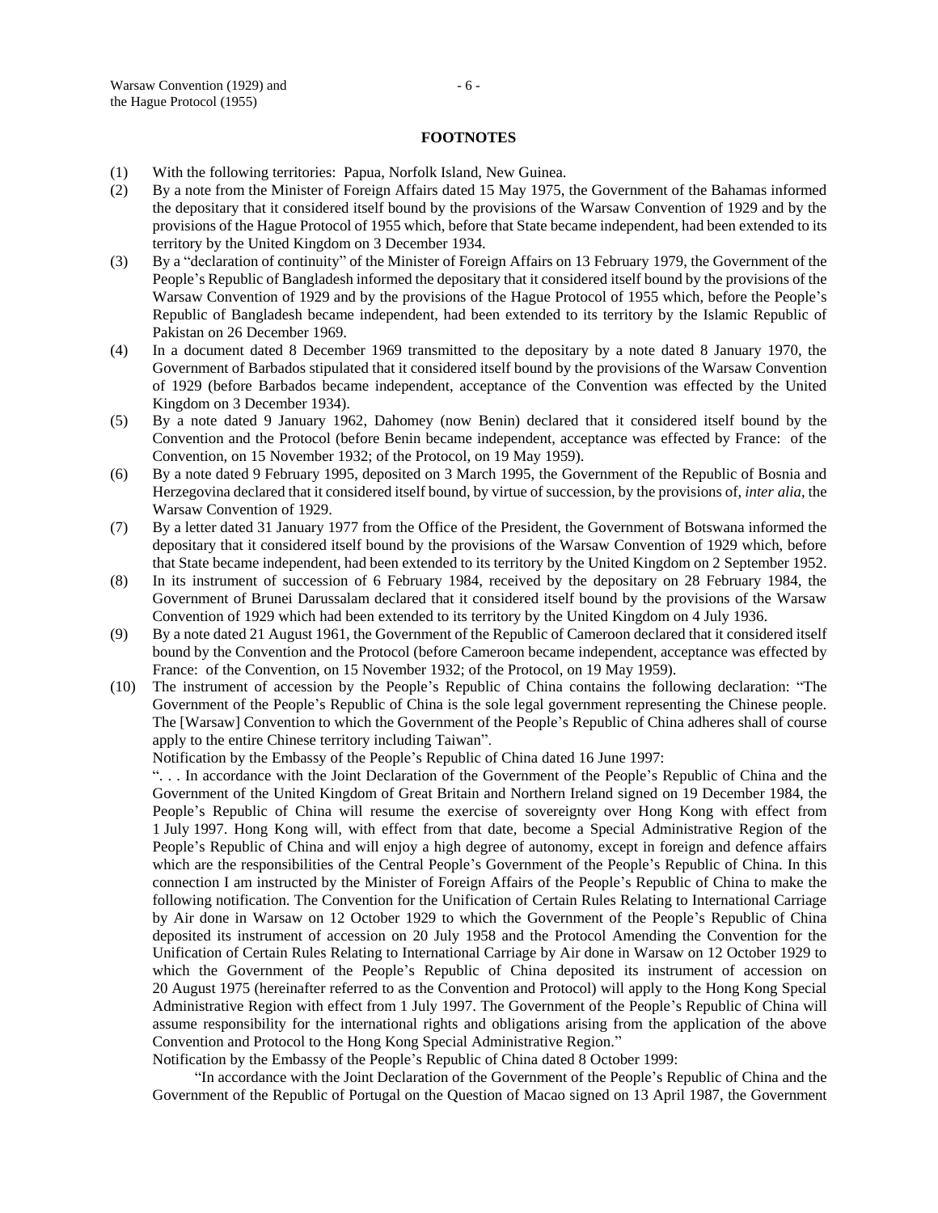## FOOTNOTES

(1) With the following territories: Papua, Norfolk Island, New Guinea.

(2) By a note from the Minister of Foreign Affairs dated 15 May 1975, the Government of the Bahamas informed the depositary that it considered itself bound by the provisions of the Warsaw Convention of 1929 and by the provisions of the Hague Protocol of 1955 which, before that State became independent, had been extended to its territory by the United Kingdom on 3 December 1934.

(3) By a "declaration of continuity" of the Minister of Foreign Affairs on 13 February 1979, the Government of the People's Republic of Bangladesh informed the depositary that it considered itself bound by the provisions of the Warsaw Convention of 1929 and by the provisions of the Hague Protocol of 1955 which, before the People's Republic of Bangladesh became independent, had been extended to its territory by the Islamic Republic of Pakistan on 26 December 1969.

(4) In a document dated 8 December 1969 transmitted to the depositary by a note dated 8 January 1970, the Government of Barbados stipulated that it considered itself bound by the provisions of the Warsaw Convention of 1929 (before Barbados became independent, acceptance of the Convention was effected by the United Kingdom on 3 December 1934).

(5) By a note dated 9 January 1962, Dahomey (now Benin) declared that it considered itself bound by the Convention and the Protocol (before Benin became independent, acceptance was effected by France: of the Convention, on 15 November 1932; of the Protocol, on 19 May 1959).

(6) By a note dated 9 February 1995, deposited on 3 March 1995, the Government of the Republic of Bosnia and Herzegovina declared that it considered itself bound, by virtue of succession, by the provisions of, *inter alia*, the Warsaw Convention of 1929.

(7) By a letter dated 31 January 1977 from the Office of the President, the Government of Botswana informed the depositary that it considered itself bound by the provisions of the Warsaw Convention of 1929 which, before that State became independent, had been extended to its territory by the United Kingdom on 2 September 1952.

(8) In its instrument of succession of 6 February 1984, received by the depositary on 28 February 1984, the Government of Brunei Darussalam declared that it considered itself bound by the provisions of the Warsaw Convention of 1929 which had been extended to its territory by the United Kingdom on 4 July 1936.

(9) By a note dated 21 August 1961, the Government of the Republic of Cameroon declared that it considered itself bound by the Convention and the Protocol (before Cameroon became independent, acceptance was effected by France: of the Convention, on 15 November 1932; of the Protocol, on 19 May 1959).

(10) The instrument of accession by the People's Republic of China contains the following declaration: "The Government of the People's Republic of China is the sole legal government representing the Chinese people. The [Warsaw] Convention to which the Government of the People's Republic of China adheres shall of course apply to the entire Chinese territory including Taiwan".

Notification by the Embassy of the People's Republic of China dated 16 June 1997:

". . . In accordance with the Joint Declaration of the Government of the People's Republic of China and the Government of the United Kingdom of Great Britain and Northern Ireland signed on 19 December 1984, the People's Republic of China will resume the exercise of sovereignty over Hong Kong with effect from 1 July 1997. Hong Kong will, with effect from that date, become a Special Administrative Region of the People's Republic of China and will enjoy a high degree of autonomy, except in foreign and defence affairs which are the responsibilities of the Central People's Government of the People's Republic of China. In this connection I am instructed by the Minister of Foreign Affairs of the People's Republic of China to make the following notification. The Convention for the Unification of Certain Rules Relating to International Carriage by Air done in Warsaw on 12 October 1929 to which the Government of the People's Republic of China deposited its instrument of accession on 20 July 1958 and the Protocol Amending the Convention for the Unification of Certain Rules Relating to International Carriage by Air done in Warsaw on 12 October 1929 to which the Government of the People's Republic of China deposited its instrument of accession on 20 August 1975 (hereinafter referred to as the Convention and Protocol) will apply to the Hong Kong Special Administrative Region with effect from 1 July 1997. The Government of the People's Republic of China will assume responsibility for the international rights and obligations arising from the application of the above Convention and Protocol to the Hong Kong Special Administrative Region."

Notification by the Embassy of the People's Republic of China dated 8 October 1999:

"In accordance with the Joint Declaration of the Government of the People's Republic of China and the Government of the Republic of Portugal on the Question of Macao signed on 13 April 1987, the Government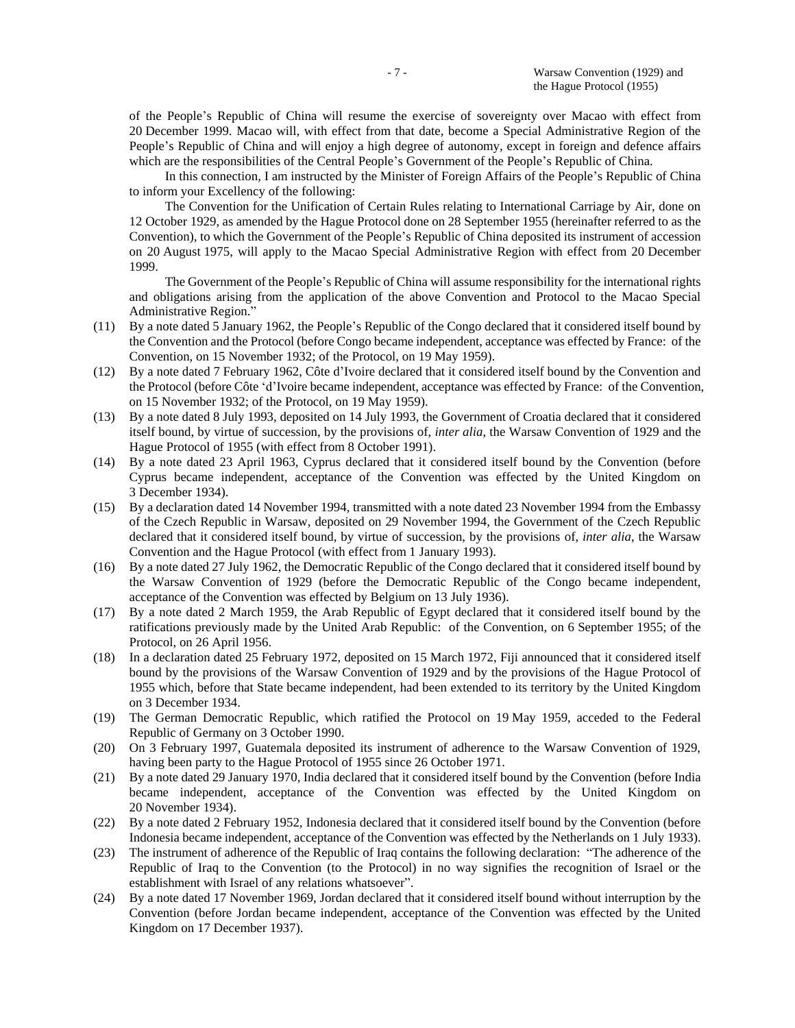of the People's Republic of China will resume the exercise of sovereignty over Macao with effect from 20 December 1999. Macao will, with effect from that date, become a Special Administrative Region of the People's Republic of China and will enjoy a high degree of autonomy, except in foreign and defence affairs which are the responsibilities of the Central People's Government of the People's Republic of China.

In this connection, I am instructed by the Minister of Foreign Affairs of the People's Republic of China to inform your Excellency of the following:

The Convention for the Unification of Certain Rules relating to International Carriage by Air, done on 12 October 1929, as amended by the Hague Protocol done on 28 September 1955 (hereinafter referred to as the Convention), to which the Government of the People's Republic of China deposited its instrument of accession on 20 August 1975, will apply to the Macao Special Administrative Region with effect from 20 December 1999.

The Government of the People's Republic of China will assume responsibility for the international rights and obligations arising from the application of the above Convention and Protocol to the Macao Special Administrative Region."

(11) By a note dated 5 January 1962, the People's Republic of the Congo declared that it considered itself bound by the Convention and the Protocol (before Congo became independent, acceptance was effected by France: of the Convention, on 15 November 1932; of the Protocol, on 19 May 1959).

(12) By a note dated 7 February 1962, Côte d'Ivoire declared that it considered itself bound by the Convention and the Protocol (before Côte 'd'Ivoire became independent, acceptance was effected by France: of the Convention, on 15 November 1932; of the Protocol, on 19 May 1959).

(13) By a note dated 8 July 1993, deposited on 14 July 1993, the Government of Croatia declared that it considered itself bound, by virtue of succession, by the provisions of, *inter alia*, the Warsaw Convention of 1929 and the Hague Protocol of 1955 (with effect from 8 October 1991).

(14) By a note dated 23 April 1963, Cyprus declared that it considered itself bound by the Convention (before Cyprus became independent, acceptance of the Convention was effected by the United Kingdom on 3 December 1934).

(15) By a declaration dated 14 November 1994, transmitted with a note dated 23 November 1994 from the Embassy of the Czech Republic in Warsaw, deposited on 29 November 1994, the Government of the Czech Republic declared that it considered itself bound, by virtue of succession, by the provisions of, *inter alia*, the Warsaw Convention and the Hague Protocol (with effect from 1 January 1993).

(16) By a note dated 27 July 1962, the Democratic Republic of the Congo declared that it considered itself bound by the Warsaw Convention of 1929 (before the Democratic Republic of the Congo became independent, acceptance of the Convention was effected by Belgium on 13 July 1936).

(17) By a note dated 2 March 1959, the Arab Republic of Egypt declared that it considered itself bound by the ratifications previously made by the United Arab Republic: of the Convention, on 6 September 1955; of the Protocol, on 26 April 1956.

(18) In a declaration dated 25 February 1972, deposited on 15 March 1972, Fiji announced that it considered itself bound by the provisions of the Warsaw Convention of 1929 and by the provisions of the Hague Protocol of 1955 which, before that State became independent, had been extended to its territory by the United Kingdom on 3 December 1934.

(19) The German Democratic Republic, which ratified the Protocol on 19 May 1959, acceded to the Federal Republic of Germany on 3 October 1990.

(20) On 3 February 1997, Guatemala deposited its instrument of adherence to the Warsaw Convention of 1929, having been party to the Hague Protocol of 1955 since 26 October 1971.

(21) By a note dated 29 January 1970, India declared that it considered itself bound by the Convention (before India became independent, acceptance of the Convention was effected by the United Kingdom on 20 November 1934).

(22) By a note dated 2 February 1952, Indonesia declared that it considered itself bound by the Convention (before Indonesia became independent, acceptance of the Convention was effected by the Netherlands on 1 July 1933).

(23) The instrument of adherence of the Republic of Iraq contains the following declaration: "The adherence of the Republic of Iraq to the Convention (to the Protocol) in no way signifies the recognition of Israel or the establishment with Israel of any relations whatsoever".

(24) By a note dated 17 November 1969, Jordan declared that it considered itself bound without interruption by the Convention (before Jordan became independent, acceptance of the Convention was effected by the United Kingdom on 17 December 1937).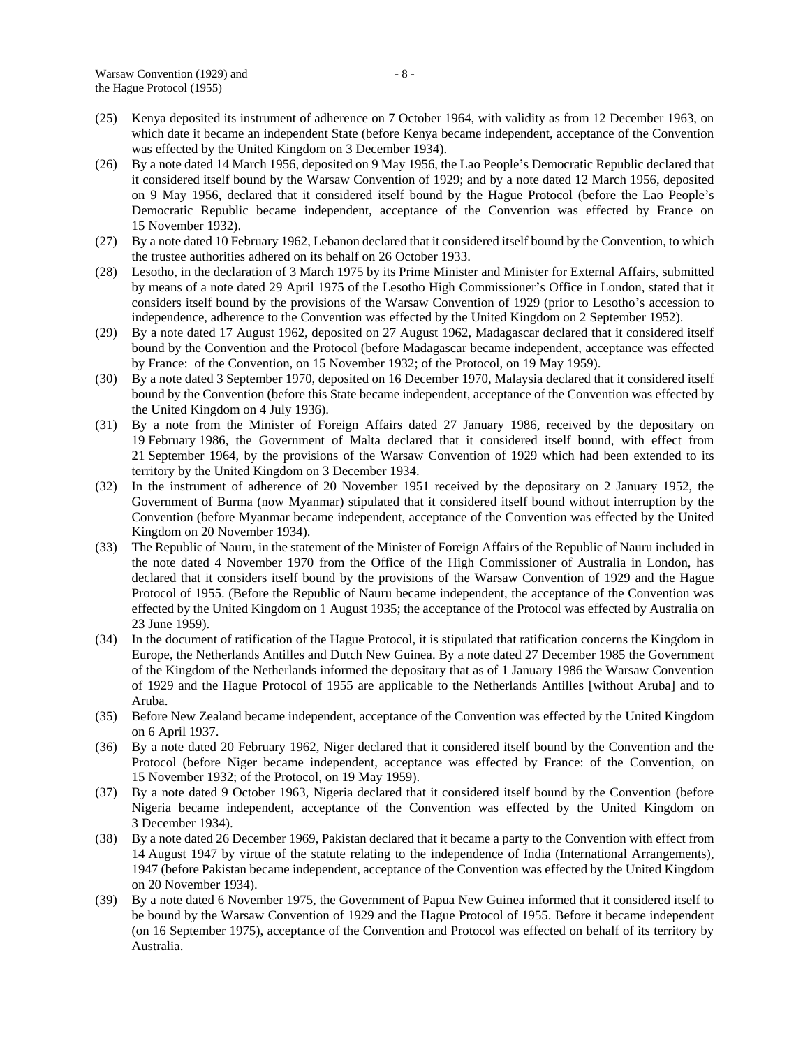(25) Kenya deposited its instrument of adherence on 7 October 1964, with validity as from 12 December 1963, on which date it became an independent State (before Kenya became independent, acceptance of the Convention was effected by the United Kingdom on 3 December 1934).

(26) By a note dated 14 March 1956, deposited on 9 May 1956, the Lao People's Democratic Republic declared that it considered itself bound by the Warsaw Convention of 1929; and by a note dated 12 March 1956, deposited on 9 May 1956, declared that it considered itself bound by the Hague Protocol (before the Lao People's Democratic Republic became independent, acceptance of the Convention was effected by France on 15 November 1932).

(27) By a note dated 10 February 1962, Lebanon declared that it considered itself bound by the Convention, to which the trustee authorities adhered on its behalf on 26 October 1933.

(28) Lesotho, in the declaration of 3 March 1975 by its Prime Minister and Minister for External Affairs, submitted by means of a note dated 29 April 1975 of the Lesotho High Commissioner's Office in London, stated that it considers itself bound by the provisions of the Warsaw Convention of 1929 (prior to Lesotho's accession to independence, adherence to the Convention was effected by the United Kingdom on 2 September 1952).

(29) By a note dated 17 August 1962, deposited on 27 August 1962, Madagascar declared that it considered itself bound by the Convention and the Protocol (before Madagascar became independent, acceptance was effected by France: of the Convention, on 15 November 1932; of the Protocol, on 19 May 1959).

(30) By a note dated 3 September 1970, deposited on 16 December 1970, Malaysia declared that it considered itself bound by the Convention (before this State became independent, acceptance of the Convention was effected by the United Kingdom on 4 July 1936).

(31) By a note from the Minister of Foreign Affairs dated 27 January 1986, received by the depositary on 19 February 1986, the Government of Malta declared that it considered itself bound, with effect from 21 September 1964, by the provisions of the Warsaw Convention of 1929 which had been extended to its territory by the United Kingdom on 3 December 1934.

(32) In the instrument of adherence of 20 November 1951 received by the depositary on 2 January 1952, the Government of Burma (now Myanmar) stipulated that it considered itself bound without interruption by the Convention (before Myanmar became independent, acceptance of the Convention was effected by the United Kingdom on 20 November 1934).

(33) The Republic of Nauru, in the statement of the Minister of Foreign Affairs of the Republic of Nauru included in the note dated 4 November 1970 from the Office of the High Commissioner of Australia in London, has declared that it considers itself bound by the provisions of the Warsaw Convention of 1929 and the Hague Protocol of 1955. (Before the Republic of Nauru became independent, the acceptance of the Convention was effected by the United Kingdom on 1 August 1935; the acceptance of the Protocol was effected by Australia on 23 June 1959).

(34) In the document of ratification of the Hague Protocol, it is stipulated that ratification concerns the Kingdom in Europe, the Netherlands Antilles and Dutch New Guinea. By a note dated 27 December 1985 the Government of the Kingdom of the Netherlands informed the depositary that as of 1 January 1986 the Warsaw Convention of 1929 and the Hague Protocol of 1955 are applicable to the Netherlands Antilles [without Aruba] and to Aruba.

(35) Before New Zealand became independent, acceptance of the Convention was effected by the United Kingdom on 6 April 1937.

(36) By a note dated 20 February 1962, Niger declared that it considered itself bound by the Convention and the Protocol (before Niger became independent, acceptance was effected by France: of the Convention, on 15 November 1932; of the Protocol, on 19 May 1959).

(37) By a note dated 9 October 1963, Nigeria declared that it considered itself bound by the Convention (before Nigeria became independent, acceptance of the Convention was effected by the United Kingdom on 3 December 1934).

(38) By a note dated 26 December 1969, Pakistan declared that it became a party to the Convention with effect from 14 August 1947 by virtue of the statute relating to the independence of India (International Arrangements), 1947 (before Pakistan became independent, acceptance of the Convention was effected by the United Kingdom on 20 November 1934).

(39) By a note dated 6 November 1975, the Government of Papua New Guinea informed that it considered itself to be bound by the Warsaw Convention of 1929 and the Hague Protocol of 1955. Before it became independent (on 16 September 1975), acceptance of the Convention and Protocol was effected on behalf of its territory by Australia.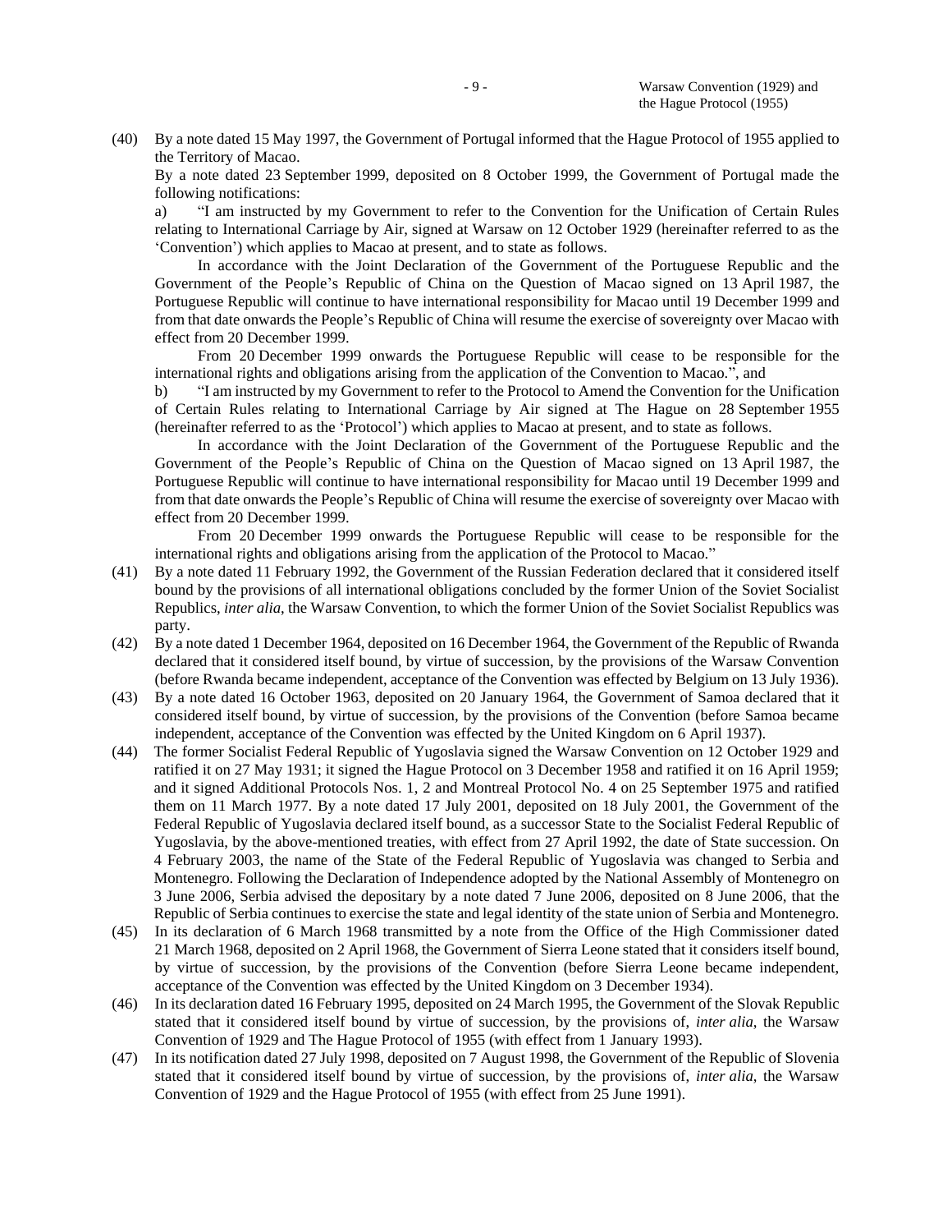(40) By a note dated 15 May 1997, the Government of Portugal informed that the Hague Protocol of 1955 applied to the Territory of Macao.

By a note dated 23 September 1999, deposited on 8 October 1999, the Government of Portugal made the following notifications:

a) "I am instructed by my Government to refer to the Convention for the Unification of Certain Rules relating to International Carriage by Air, signed at Warsaw on 12 October 1929 (hereinafter referred to as the 'Convention') which applies to Macao at present, and to state as follows.

In accordance with the Joint Declaration of the Government of the Portuguese Republic and the Government of the People's Republic of China on the Question of Macao signed on 13 April 1987, the Portuguese Republic will continue to have international responsibility for Macao until 19 December 1999 and from that date onwards the People's Republic of China will resume the exercise of sovereignty over Macao with effect from 20 December 1999.

From 20 December 1999 onwards the Portuguese Republic will cease to be responsible for the international rights and obligations arising from the application of the Convention to Macao.", and

b) "I am instructed by my Government to refer to the Protocol to Amend the Convention for the Unification of Certain Rules relating to International Carriage by Air signed at The Hague on 28 September 1955 (hereinafter referred to as the 'Protocol') which applies to Macao at present, and to state as follows.

In accordance with the Joint Declaration of the Government of the Portuguese Republic and the Government of the People's Republic of China on the Question of Macao signed on 13 April 1987, the Portuguese Republic will continue to have international responsibility for Macao until 19 December 1999 and from that date onwards the People's Republic of China will resume the exercise of sovereignty over Macao with effect from 20 December 1999.

From 20 December 1999 onwards the Portuguese Republic will cease to be responsible for the international rights and obligations arising from the application of the Protocol to Macao."

(41) By a note dated 11 February 1992, the Government of the Russian Federation declared that it considered itself bound by the provisions of all international obligations concluded by the former Union of the Soviet Socialist Republics, *inter alia*, the Warsaw Convention, to which the former Union of the Soviet Socialist Republics was party.

(42) By a note dated 1 December 1964, deposited on 16 December 1964, the Government of the Republic of Rwanda declared that it considered itself bound, by virtue of succession, by the provisions of the Warsaw Convention (before Rwanda became independent, acceptance of the Convention was effected by Belgium on 13 July 1936).

(43) By a note dated 16 October 1963, deposited on 20 January 1964, the Government of Samoa declared that it considered itself bound, by virtue of succession, by the provisions of the Convention (before Samoa became independent, acceptance of the Convention was effected by the United Kingdom on 6 April 1937).

(44) The former Socialist Federal Republic of Yugoslavia signed the Warsaw Convention on 12 October 1929 and ratified it on 27 May 1931; it signed the Hague Protocol on 3 December 1958 and ratified it on 16 April 1959; and it signed Additional Protocols Nos. 1, 2 and Montreal Protocol No. 4 on 25 September 1975 and ratified them on 11 March 1977. By a note dated 17 July 2001, deposited on 18 July 2001, the Government of the Federal Republic of Yugoslavia declared itself bound, as a successor State to the Socialist Federal Republic of Yugoslavia, by the above-mentioned treaties, with effect from 27 April 1992, the date of State succession. On 4 February 2003, the name of the State of the Federal Republic of Yugoslavia was changed to Serbia and Montenegro. Following the Declaration of Independence adopted by the National Assembly of Montenegro on 3 June 2006, Serbia advised the depositary by a note dated 7 June 2006, deposited on 8 June 2006, that the Republic of Serbia continues to exercise the state and legal identity of the state union of Serbia and Montenegro.

(45) In its declaration of 6 March 1968 transmitted by a note from the Office of the High Commissioner dated 21 March 1968, deposited on 2 April 1968, the Government of Sierra Leone stated that it considers itself bound, by virtue of succession, by the provisions of the Convention (before Sierra Leone became independent, acceptance of the Convention was effected by the United Kingdom on 3 December 1934).

(46) In its declaration dated 16 February 1995, deposited on 24 March 1995, the Government of the Slovak Republic stated that it considered itself bound by virtue of succession, by the provisions of, *inter alia*, the Warsaw Convention of 1929 and The Hague Protocol of 1955 (with effect from 1 January 1993).

(47) In its notification dated 27 July 1998, deposited on 7 August 1998, the Government of the Republic of Slovenia stated that it considered itself bound by virtue of succession, by the provisions of, *inter alia*, the Warsaw Convention of 1929 and the Hague Protocol of 1955 (with effect from 25 June 1991).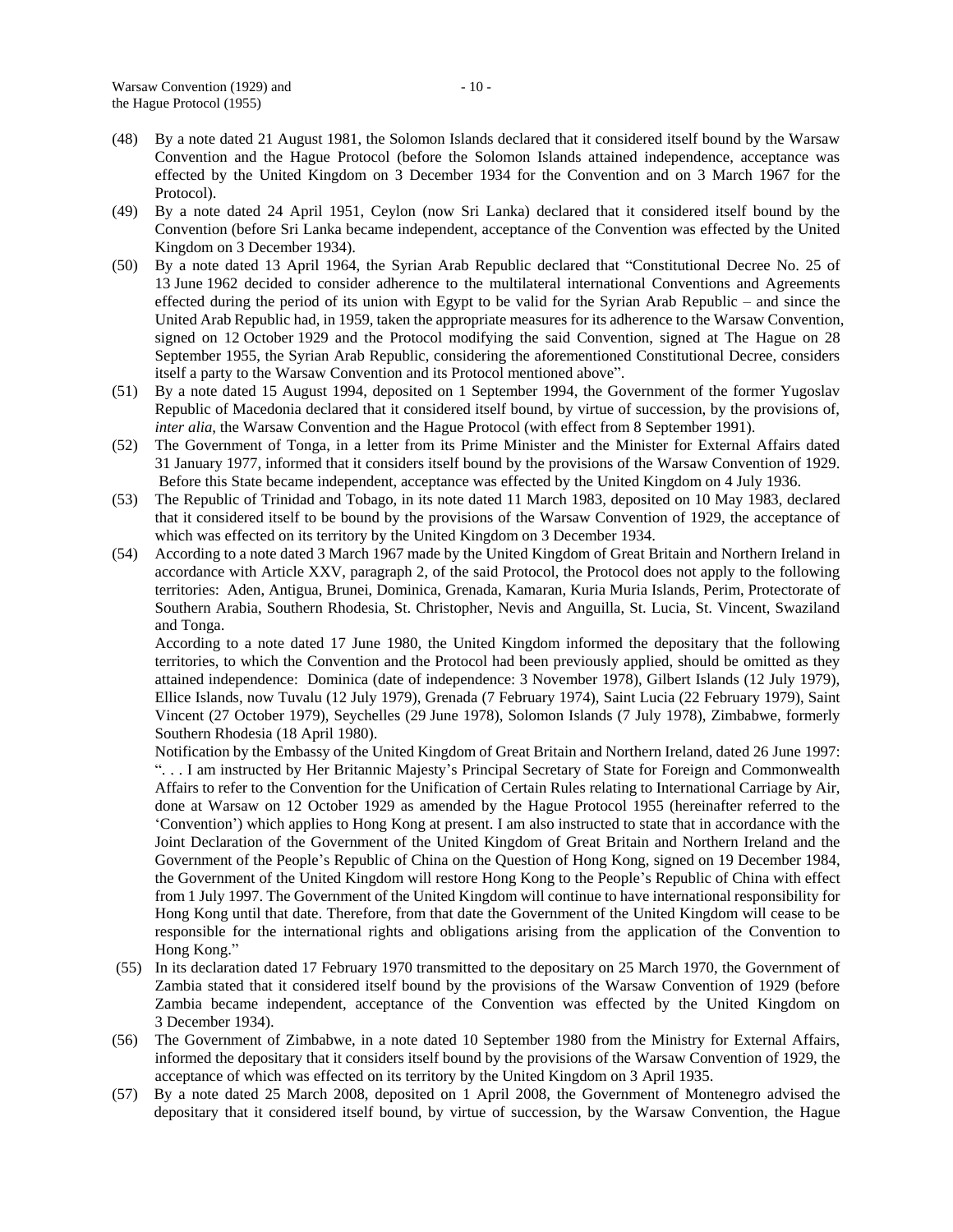(48) By a note dated 21 August 1981, the Solomon Islands declared that it considered itself bound by the Warsaw Convention and the Hague Protocol (before the Solomon Islands attained independence, acceptance was effected by the United Kingdom on 3 December 1934 for the Convention and on 3 March 1967 for the Protocol).

(49) By a note dated 24 April 1951, Ceylon (now Sri Lanka) declared that it considered itself bound by the Convention (before Sri Lanka became independent, acceptance of the Convention was effected by the United Kingdom on 3 December 1934).

(50) By a note dated 13 April 1964, the Syrian Arab Republic declared that "Constitutional Decree No. 25 of 13 June 1962 decided to consider adherence to the multilateral international Conventions and Agreements effected during the period of its union with Egypt to be valid for the Syrian Arab Republic – and since the United Arab Republic had, in 1959, taken the appropriate measures for its adherence to the Warsaw Convention, signed on 12 October 1929 and the Protocol modifying the said Convention, signed at The Hague on 28 September 1955, the Syrian Arab Republic, considering the aforementioned Constitutional Decree, considers itself a party to the Warsaw Convention and its Protocol mentioned above".

(51) By a note dated 15 August 1994, deposited on 1 September 1994, the Government of the former Yugoslav Republic of Macedonia declared that it considered itself bound, by virtue of succession, by the provisions of, *inter alia*, the Warsaw Convention and the Hague Protocol (with effect from 8 September 1991).

(52) The Government of Tonga, in a letter from its Prime Minister and the Minister for External Affairs dated 31 January 1977, informed that it considers itself bound by the provisions of the Warsaw Convention of 1929. Before this State became independent, acceptance was effected by the United Kingdom on 4 July 1936.

(53) The Republic of Trinidad and Tobago, in its note dated 11 March 1983, deposited on 10 May 1983, declared that it considered itself to be bound by the provisions of the Warsaw Convention of 1929, the acceptance of which was effected on its territory by the United Kingdom on 3 December 1934.

(54) According to a note dated 3 March 1967 made by the United Kingdom of Great Britain and Northern Ireland in accordance with Article XXV, paragraph 2, of the said Protocol, the Protocol does not apply to the following territories: Aden, Antigua, Brunei, Dominica, Grenada, Kamaran, Kuria Muria Islands, Perim, Protectorate of Southern Arabia, Southern Rhodesia, St. Christopher, Nevis and Anguilla, St. Lucia, St. Vincent, Swaziland and Tonga.

According to a note dated 17 June 1980, the United Kingdom informed the depositary that the following territories, to which the Convention and the Protocol had been previously applied, should be omitted as they attained independence: Dominica (date of independence: 3 November 1978), Gilbert Islands (12 July 1979), Ellice Islands, now Tuvalu (12 July 1979), Grenada (7 February 1974), Saint Lucia (22 February 1979), Saint Vincent (27 October 1979), Seychelles (29 June 1978), Solomon Islands (7 July 1978), Zimbabwe, formerly Southern Rhodesia (18 April 1980).

Notification by the Embassy of the United Kingdom of Great Britain and Northern Ireland, dated 26 June 1997: ". . . I am instructed by Her Britannic Majesty's Principal Secretary of State for Foreign and Commonwealth Affairs to refer to the Convention for the Unification of Certain Rules relating to International Carriage by Air, done at Warsaw on 12 October 1929 as amended by the Hague Protocol 1955 (hereinafter referred to the 'Convention') which applies to Hong Kong at present. I am also instructed to state that in accordance with the Joint Declaration of the Government of the United Kingdom of Great Britain and Northern Ireland and the Government of the People's Republic of China on the Question of Hong Kong, signed on 19 December 1984, the Government of the United Kingdom will restore Hong Kong to the People's Republic of China with effect from 1 July 1997. The Government of the United Kingdom will continue to have international responsibility for Hong Kong until that date. Therefore, from that date the Government of the United Kingdom will cease to be responsible for the international rights and obligations arising from the application of the Convention to Hong Kong."

(55) In its declaration dated 17 February 1970 transmitted to the depositary on 25 March 1970, the Government of Zambia stated that it considered itself bound by the provisions of the Warsaw Convention of 1929 (before Zambia became independent, acceptance of the Convention was effected by the United Kingdom on 3 December 1934).

(56) The Government of Zimbabwe, in a note dated 10 September 1980 from the Ministry for External Affairs, informed the depositary that it considers itself bound by the provisions of the Warsaw Convention of 1929, the acceptance of which was effected on its territory by the United Kingdom on 3 April 1935.

(57) By a note dated 25 March 2008, deposited on 1 April 2008, the Government of Montenegro advised the depositary that it considered itself bound, by virtue of succession, by the Warsaw Convention, the Hague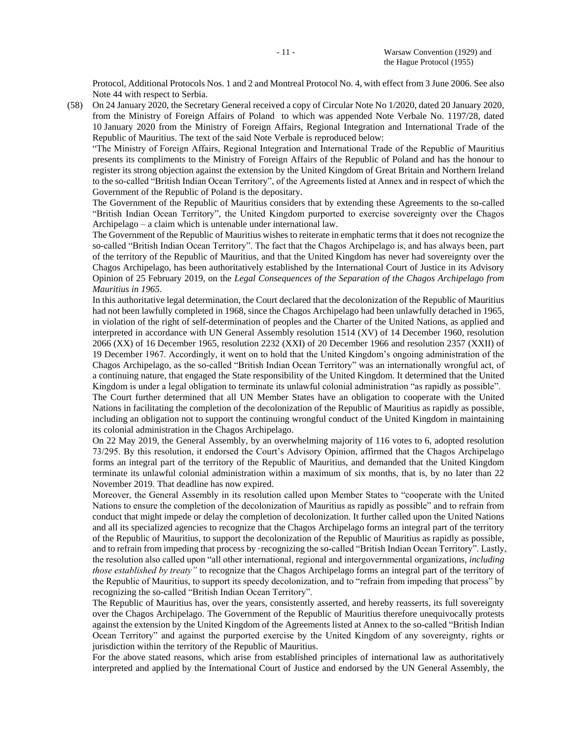Protocol, Additional Protocols Nos. 1 and 2 and Montreal Protocol No. 4, with effect from 3 June 2006. See also Note 44 with respect to Serbia.

(58) On 24 January 2020, the Secretary General received a copy of Circular Note No 1/2020, dated 20 January 2020, from the Ministry of Foreign Affairs of Poland to which was appended Note Verbale No. 1197/28, dated 10 January 2020 from the Ministry of Foreign Affairs, Regional Integration and International Trade of the Republic of Mauritius. The text of the said Note Verbale is reproduced below:

"The Ministry of Foreign Affairs, Regional Integration and International Trade of the Republic of Mauritius presents its compliments to the Ministry of Foreign Affairs of the Republic of Poland and has the honour to register its strong objection against the extension by the United Kingdom of Great Britain and Northern Ireland to the so-called "British Indian Ocean Territory", of the Agreements listed at Annex and in respect of which the Government of the Republic of Poland is the depositary.

The Government of the Republic of Mauritius considers that by extending these Agreements to the so-called "British Indian Ocean Territory", the United Kingdom purported to exercise sovereignty over the Chagos Archipelago – a claim which is untenable under international law.

The Government of the Republic of Mauritius wishes to reiterate in emphatic terms that it does not recognize the so-called "British Indian Ocean Territory". The fact that the Chagos Archipelago is, and has always been, part of the territory of the Republic of Mauritius, and that the United Kingdom has never had sovereignty over the Chagos Archipelago, has been authoritatively established by the International Court of Justice in its Advisory Opinion of 25 February 2019, on the *Legal Consequences of the Separation of the Chagos Archipelago from Mauritius in 1965*.

In this authoritative legal determination, the Court declared that the decolonization of the Republic of Mauritius had not been lawfully completed in 1968, since the Chagos Archipelago had been unlawfully detached in 1965, in violation of the right of self-determination of peoples and the Charter of the United Nations, as applied and interpreted in accordance with UN General Assembly resolution 1514 (XV) of 14 December 1960, resolution 2066 (XX) of 16 December 1965, resolution 2232 (XXI) of 20 December 1966 and resolution 2357 (XXII) of 19 December 1967. Accordingly, it went on to hold that the United Kingdom's ongoing administration of the Chagos Archipelago, as the so-called "British Indian Ocean Territory" was an internationally wrongful act, of a continuing nature, that engaged the State responsibility of the United Kingdom. It determined that the United Kingdom is under a legal obligation to terminate its unlawful colonial administration "as rapidly as possible".

The Court further determined that all UN Member States have an obligation to cooperate with the United Nations in facilitating the completion of the decolonization of the Republic of Mauritius as rapidly as possible, including an obligation not to support the continuing wrongful conduct of the United Kingdom in maintaining its colonial administration in the Chagos Archipelago.

On 22 May 2019, the General Assembly, by an overwhelming majority of 116 votes to 6, adopted resolution 73/295. By this resolution, it endorsed the Court's Advisory Opinion, affirmed that the Chagos Archipelago forms an integral part of the territory of the Republic of Mauritius, and demanded that the United Kingdom terminate its unlawful colonial administration within a maximum of six months, that is, by no later than 22 November 2019. That deadline has now expired.

Moreover, the General Assembly in its resolution called upon Member States to "cooperate with the United Nations to ensure the completion of the decolonization of Mauritius as rapidly as possible" and to refrain from conduct that might impede or delay the completion of decolonization. It further called upon the United Nations and all its specialized agencies to recognize that the Chagos Archipelago forms an integral part of the territory of the Republic of Mauritius, to support the decolonization of the Republic of Mauritius as rapidly as possible, and to refrain from impeding that process by ·recognizing the so-called "British Indian Ocean Territory". Lastly, the resolution also called upon "all other international, regional and intergovernmental organizations, *including those established by treaty"* to recognize that the Chagos Archipelago forms an integral part of the territory of the Republic of Mauritius, to support its speedy decolonization, and to "refrain from impeding that process" by recognizing the so-called "British Indian Ocean Territory".

The Republic of Mauritius has, over the years, consistently asserted, and hereby reasserts, its full sovereignty over the Chagos Archipelago. The Government of the Republic of Mauritius therefore unequivocally protests against the extension by the United Kingdom of the Agreements listed at Annex to the so-called "British Indian Ocean Territory" and against the purported exercise by the United Kingdom of any sovereignty, rights or jurisdiction within the territory of the Republic of Mauritius.

For the above stated reasons, which arise from established principles of international law as authoritatively interpreted and applied by the International Court of Justice and endorsed by the UN General Assembly, the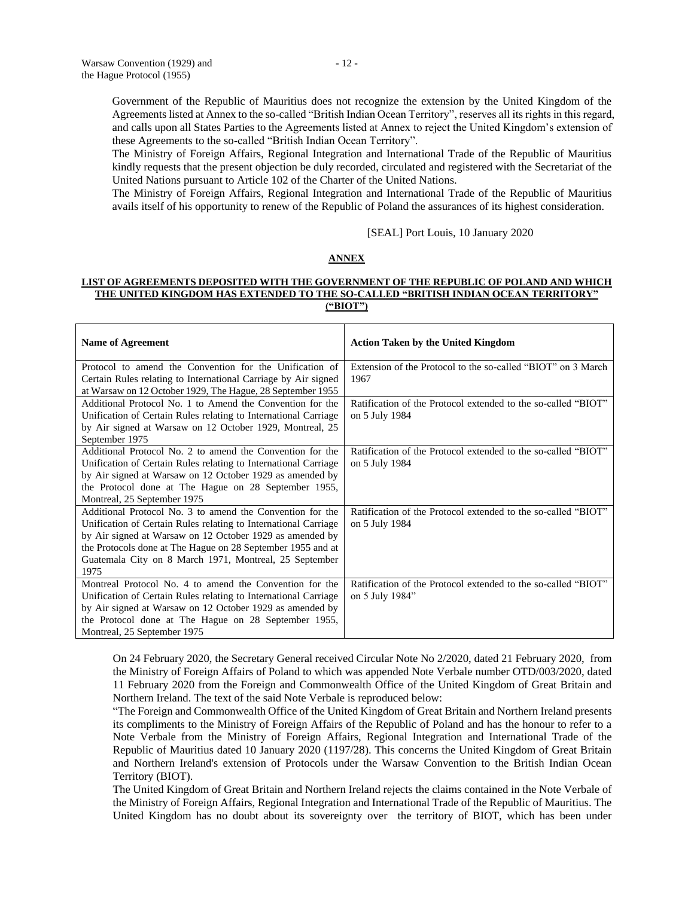Government of the Republic of Mauritius does not recognize the extension by the United Kingdom of the Agreements listed at Annex to the so-called "British Indian Ocean Territory", reserves all its rights in this regard, and calls upon all States Parties to the Agreements listed at Annex to reject the United Kingdom's extension of these Agreements to the so-called "British Indian Ocean Territory".

The Ministry of Foreign Affairs, Regional Integration and International Trade of the Republic of Mauritius kindly requests that the present objection be duly recorded, circulated and registered with the Secretariat of the United Nations pursuant to Article 102 of the Charter of the United Nations.

The Ministry of Foreign Affairs, Regional Integration and International Trade of the Republic of Mauritius avails itself of his opportunity to renew of the Republic of Poland the assurances of its highest consideration.

[SEAL] Port Louis, 10 January 2020

**ANNEX**

**LIST OF AGREEMENTS DEPOSITED WITH THE GOVERNMENT OF THE REPUBLIC OF POLAND AND WHICH THE UNITED KINGDOM HAS EXTENDED TO THE SO-CALLED "BRITISH INDIAN OCEAN TERRITORY" ("BIOT")**

| Name of Agreement | Action Taken by the United Kingdom |
|---|---|
| Protocol to amend the Convention for the Unification of Certain Rules relating to International Carriage by Air signed at Warsaw on 12 October 1929, The Hague, 28 September 1955 | Extension of the Protocol to the so-called "BIOT" on 3 March 1967 |
| Additional Protocol No. 1 to Amend the Convention for the Unification of Certain Rules relating to International Carriage by Air signed at Warsaw on 12 October 1929, Montreal, 25 September 1975 | Ratification of the Protocol extended to the so-called "BIOT" on 5 July 1984 |
| Additional Protocol No. 2 to amend the Convention for the Unification of Certain Rules relating to International Carriage by Air signed at Warsaw on 12 October 1929 as amended by the Protocol done at The Hague on 28 September 1955, Montreal, 25 September 1975 | Ratification of the Protocol extended to the so-called "BIOT" on 5 July 1984 |
| Additional Protocol No. 3 to amend the Convention for the Unification of Certain Rules relating to International Carriage by Air signed at Warsaw on 12 October 1929 as amended by the Protocols done at The Hague on 28 September 1955 and at Guatemala City on 8 March 1971, Montreal, 25 September 1975 | Ratification of the Protocol extended to the so-called "BIOT" on 5 July 1984 |
| Montreal Protocol No. 4 to amend the Convention for the Unification of Certain Rules relating to International Carriage by Air signed at Warsaw on 12 October 1929 as amended by the Protocol done at The Hague on 28 September 1955, Montreal, 25 September 1975 | Ratification of the Protocol extended to the so-called "BIOT" on 5 July 1984" |

On 24 February 2020, the Secretary General received Circular Note No 2/2020, dated 21 February 2020, from the Ministry of Foreign Affairs of Poland to which was appended Note Verbale number OTD/003/2020, dated 11 February 2020 from the Foreign and Commonwealth Office of the United Kingdom of Great Britain and Northern Ireland. The text of the said Note Verbale is reproduced below:

"The Foreign and Commonwealth Office of the United Kingdom of Great Britain and Northern Ireland presents its compliments to the Ministry of Foreign Affairs of the Republic of Poland and has the honour to refer to a Note Verbale from the Ministry of Foreign Affairs, Regional Integration and International Trade of the Republic of Mauritius dated 10 January 2020 (1197/28). This concerns the United Kingdom of Great Britain and Northern Ireland's extension of Protocols under the Warsaw Convention to the British Indian Ocean Territory (BIOT).

The United Kingdom of Great Britain and Northern Ireland rejects the claims contained in the Note Verbale of the Ministry of Foreign Affairs, Regional Integration and International Trade of the Republic of Mauritius. The United Kingdom has no doubt about its sovereignty over the territory of BIOT, which has been under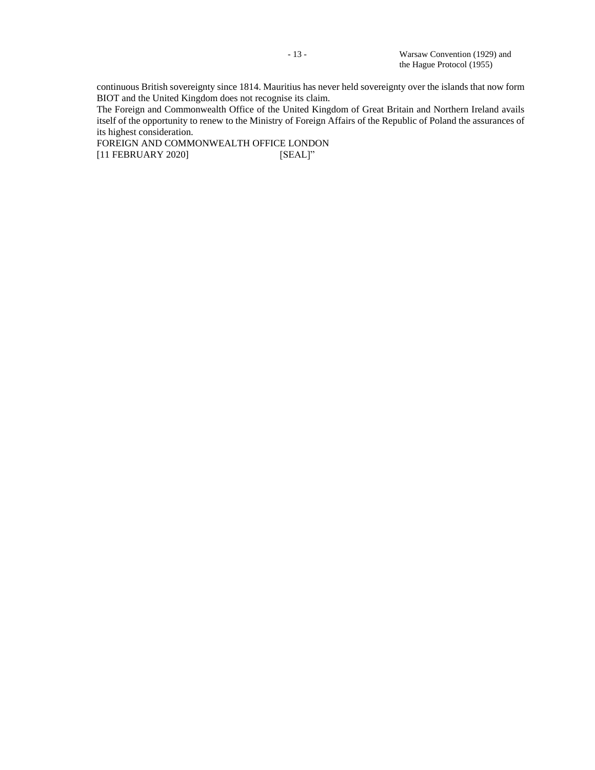continuous British sovereignty since 1814. Mauritius has never held sovereignty over the islands that now form BIOT and the United Kingdom does not recognise its claim.

The Foreign and Commonwealth Office of the United Kingdom of Great Britain and Northern Ireland avails itself of the opportunity to renew to the Ministry of Foreign Affairs of the Republic of Poland the assurances of its highest consideration.

FOREIGN AND COMMONWEALTH OFFICE LONDON

[11 FEBRUARY 2020] [SEAL]"